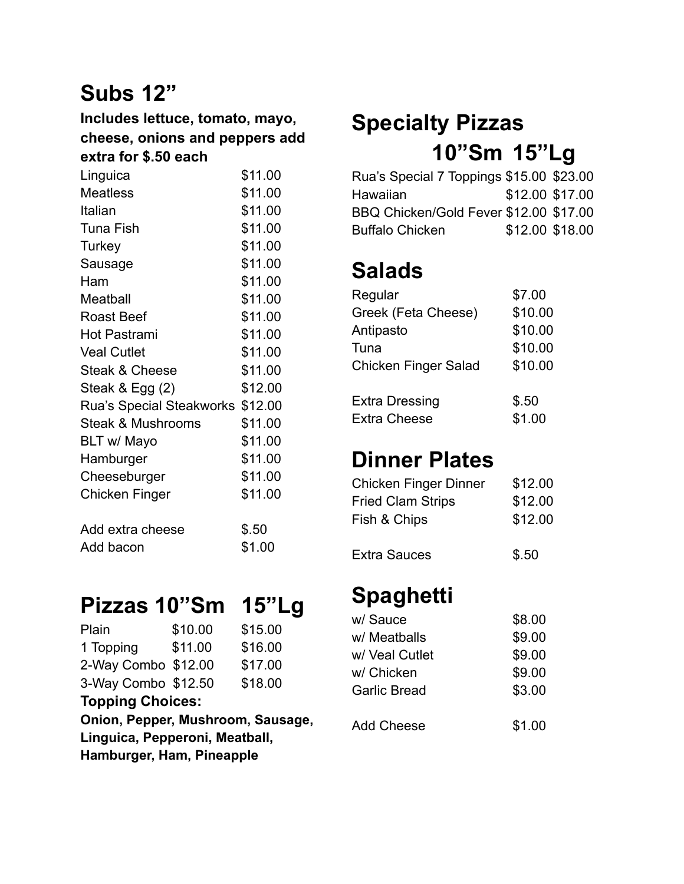## Subs 12"

**Includes lettuce, tomato, mayo, cheese, onions and peppers add extra for $.50 each**

| Item | Price |
| --- | --- |
| Linguica | $11.00 |
| Meatless | $11.00 |
| Italian | $11.00 |
| Tuna Fish | $11.00 |
| Turkey | $11.00 |
| Sausage | $11.00 |
| Ham | $11.00 |
| Meatball | $11.00 |
| Roast Beef | $11.00 |
| Hot Pastrami | $11.00 |
| Veal Cutlet | $11.00 |
| Steak & Cheese | $11.00 |
| Steak & Egg (2) | $12.00 |
| Rua's Special Steakworks | $12.00 |
| Steak & Mushrooms | $11.00 |
| BLT w/ Mayo | $11.00 |
| Hamburger | $11.00 |
| Cheeseburger | $11.00 |
| Chicken Finger | $11.00 |
| | |
| Add extra cheese | $.50 |
| Add bacon | $1.00 |

## Pizzas 10"Sm 15"Lg

| Item | 10"Sm | 15"Lg |
| --- | --- | --- |
| Plain | $10.00 | $15.00 |
| 1 Topping | $11.00 | $16.00 |
| 2-Way Combo | $12.00 | $17.00 |
| 3-Way Combo | $12.50 | $18.00 |

**Topping Choices:**

**Onion, Pepper, Mushroom, Sausage, Linguica, Pepperoni, Meatball, Hamburger, Ham, Pineapple**

## Specialty Pizzas 10"Sm 15"Lg

| Item | 10"Sm | 15"Lg |
| --- | --- | --- |
| Rua's Special 7 Toppings | $15.00 | $23.00 |
| Hawaiian | $12.00 | $17.00 |
| BBQ Chicken/Gold Fever | $12.00 | $17.00 |
| Buffalo Chicken | $12.00 | $18.00 |

## Salads

| Item | Price |
| --- | --- |
| Regular | $7.00 |
| Greek (Feta Cheese) | $10.00 |
| Antipasto | $10.00 |
| Tuna | $10.00 |
| Chicken Finger Salad | $10.00 |
| | |
| Extra Dressing | $.50 |
| Extra Cheese | $1.00 |

## Dinner Plates

| Item | Price |
| --- | --- |
| Chicken Finger Dinner | $12.00 |
| Fried Clam Strips | $12.00 |
| Fish & Chips | $12.00 |
| | |
| Extra Sauces | $.50 |

## Spaghetti

| Item | Price |
| --- | --- |
| w/ Sauce | $8.00 |
| w/ Meatballs | $9.00 |
| w/ Veal Cutlet | $9.00 |
| w/ Chicken | $9.00 |
| Garlic Bread | $3.00 |
| | |
| Add Cheese | $1.00 |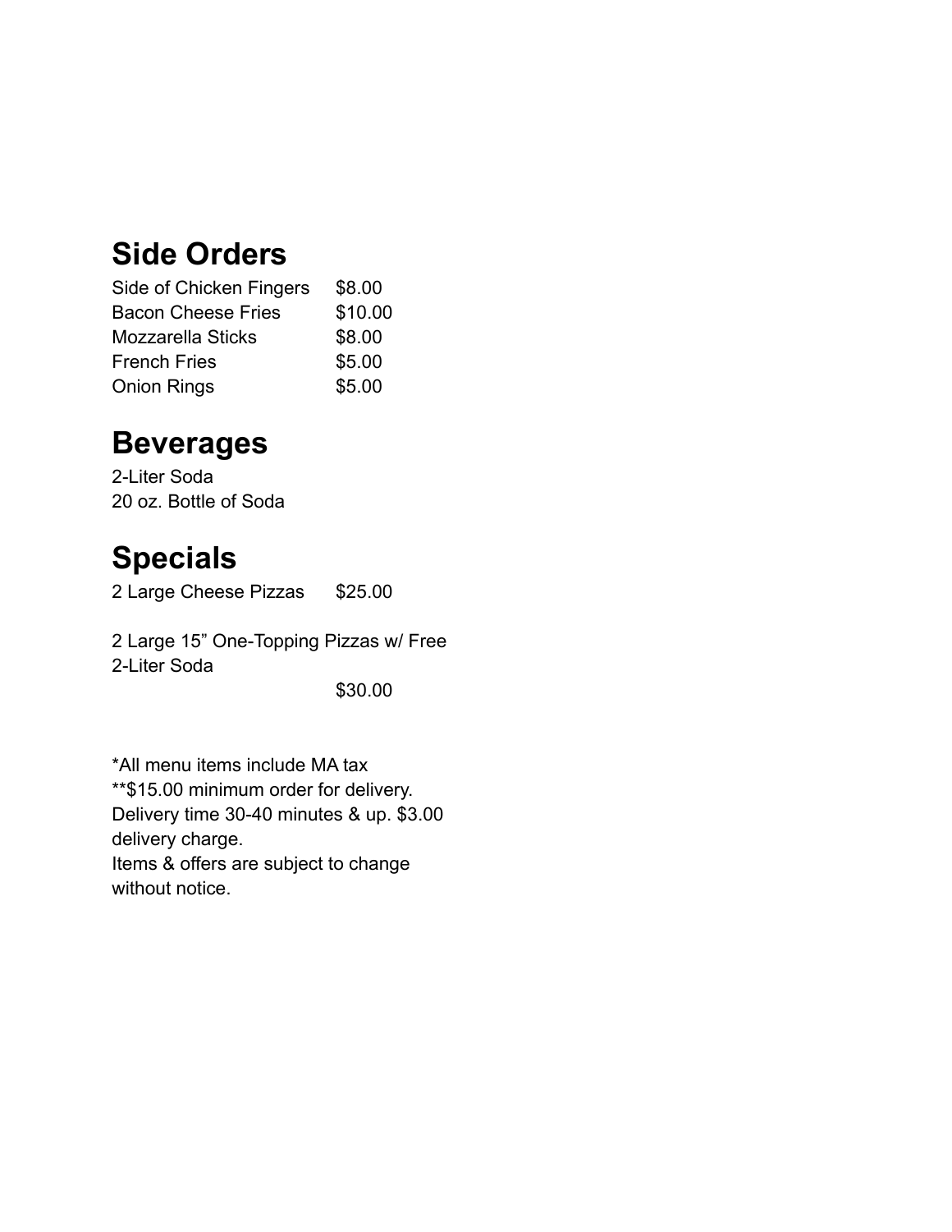## Side Orders

| | |
|---|---|
| Side of Chicken Fingers | $8.00 |
| Bacon Cheese Fries | $10.00 |
| Mozzarella Sticks | $8.00 |
| French Fries | $5.00 |
| Onion Rings | $5.00 |

## Beverages

2-Liter Soda
20 oz. Bottle of Soda

## Specials

2 Large Cheese Pizzas $25.00

2 Large 15" One-Topping Pizzas w/ Free 2-Liter Soda $30.00

*All menu items include MA tax
**$15.00 minimum order for delivery. Delivery time 30-40 minutes & up. $3.00 delivery charge.
Items & offers are subject to change without notice.